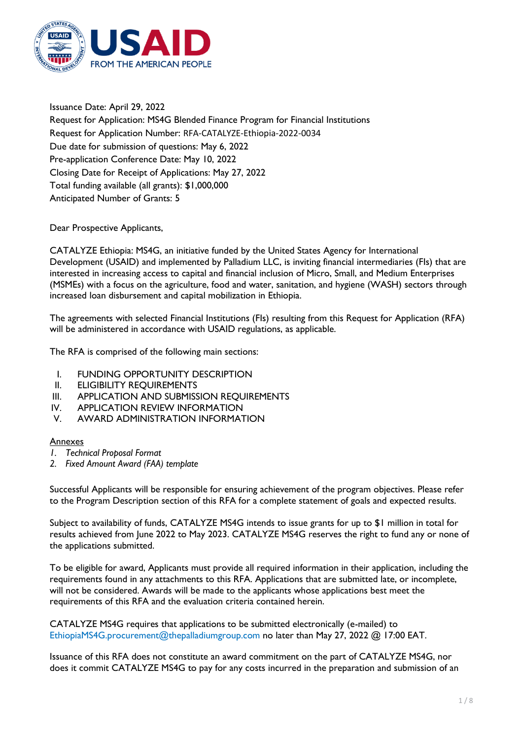Issuance Date: April 29, 2022
Request for Application: MS4G Blended Finance Program for Financial Institutions
Request for Application Number: RFA-CATALYZE-Ethiopia-2022-0034
Due date for submission of questions: May 6, 2022
Pre-application Conference Date: May 10, 2022
Closing Date for Receipt of Applications: May 27, 2022
Total funding available (all grants): $1,000,000
Anticipated Number of Grants: 5

Dear Prospective Applicants,

CATALYZE Ethiopia: MS4G, an initiative funded by the United States Agency for International Development (USAID) and implemented by Palladium LLC, is inviting financial intermediaries (FIs) that are interested in increasing access to capital and financial inclusion of Micro, Small, and Medium Enterprises (MSMEs) with a focus on the agriculture, food and water, sanitation, and hygiene (WASH) sectors through increased loan disbursement and capital mobilization in Ethiopia.

The agreements with selected Financial Institutions (FIs) resulting from this Request for Application (RFA) will be administered in accordance with USAID regulations, as applicable.

The RFA is comprised of the following main sections:

I. FUNDING OPPORTUNITY DESCRIPTION
II. ELIGIBILITY REQUIREMENTS
III. APPLICATION AND SUBMISSION REQUIREMENTS
IV. APPLICATION REVIEW INFORMATION
V. AWARD ADMINISTRATION INFORMATION

<u>Annexes</u>

1. *Technical Proposal Format*
2. *Fixed Amount Award (FAA) template*

Successful Applicants will be responsible for ensuring achievement of the program objectives. Please refer to the Program Description section of this RFA for a complete statement of goals and expected results.

Subject to availability of funds, CATALYZE MS4G intends to issue grants for up to $1 million in total for results achieved from June 2022 to May 2023. CATALYZE MS4G reserves the right to fund any or none of the applications submitted.

To be eligible for award, Applicants must provide all required information in their application, including the requirements found in any attachments to this RFA. Applications that are submitted late, or incomplete, will not be considered. Awards will be made to the applicants whose applications best meet the requirements of this RFA and the evaluation criteria contained herein.

CATALYZE MS4G requires that applications to be submitted electronically (e-mailed) to EthiopiaMS4G.procurement@thepalladiumgroup.com no later than May 27, 2022 @ 17:00 EAT.

Issuance of this RFA does not constitute an award commitment on the part of CATALYZE MS4G, nor does it commit CATALYZE MS4G to pay for any costs incurred in the preparation and submission of an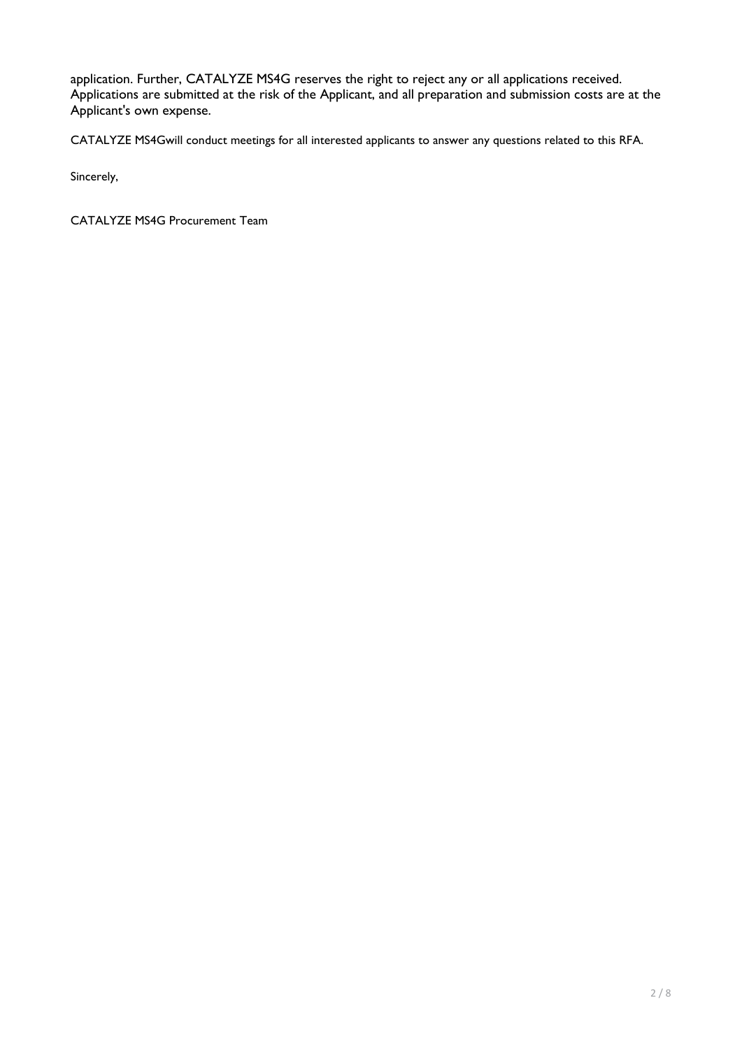application. Further, CATALYZE MS4G reserves the right to reject any or all applications received. Applications are submitted at the risk of the Applicant, and all preparation and submission costs are at the Applicant's own expense.

CATALYZE MS4Gwill conduct meetings for all interested applicants to answer any questions related to this RFA.

Sincerely,

CATALYZE MS4G Procurement Team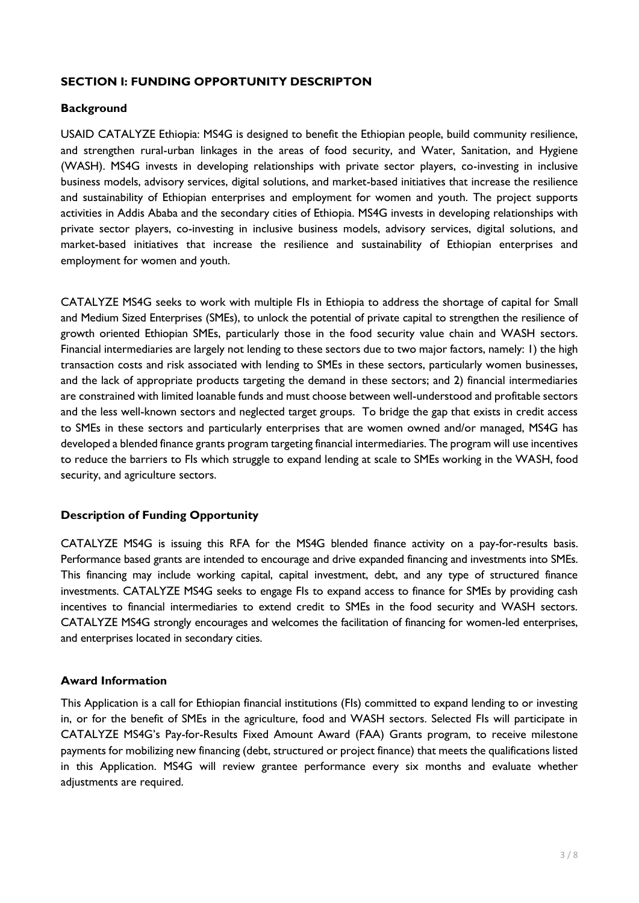## SECTION I: FUNDING OPPORTUNITY DESCRIPTON

### Background

USAID CATALYZE Ethiopia: MS4G is designed to benefit the Ethiopian people, build community resilience, and strengthen rural-urban linkages in the areas of food security, and Water, Sanitation, and Hygiene (WASH). MS4G invests in developing relationships with private sector players, co-investing in inclusive business models, advisory services, digital solutions, and market-based initiatives that increase the resilience and sustainability of Ethiopian enterprises and employment for women and youth. The project supports activities in Addis Ababa and the secondary cities of Ethiopia. MS4G invests in developing relationships with private sector players, co-investing in inclusive business models, advisory services, digital solutions, and market-based initiatives that increase the resilience and sustainability of Ethiopian enterprises and employment for women and youth.

CATALYZE MS4G seeks to work with multiple FIs in Ethiopia to address the shortage of capital for Small and Medium Sized Enterprises (SMEs), to unlock the potential of private capital to strengthen the resilience of growth oriented Ethiopian SMEs, particularly those in the food security value chain and WASH sectors. Financial intermediaries are largely not lending to these sectors due to two major factors, namely: 1) the high transaction costs and risk associated with lending to SMEs in these sectors, particularly women businesses, and the lack of appropriate products targeting the demand in these sectors; and 2) financial intermediaries are constrained with limited loanable funds and must choose between well-understood and profitable sectors and the less well-known sectors and neglected target groups. To bridge the gap that exists in credit access to SMEs in these sectors and particularly enterprises that are women owned and/or managed, MS4G has developed a blended finance grants program targeting financial intermediaries. The program will use incentives to reduce the barriers to FIs which struggle to expand lending at scale to SMEs working in the WASH, food security, and agriculture sectors.

### Description of Funding Opportunity

CATALYZE MS4G is issuing this RFA for the MS4G blended finance activity on a pay-for-results basis. Performance based grants are intended to encourage and drive expanded financing and investments into SMEs. This financing may include working capital, capital investment, debt, and any type of structured finance investments. CATALYZE MS4G seeks to engage FIs to expand access to finance for SMEs by providing cash incentives to financial intermediaries to extend credit to SMEs in the food security and WASH sectors. CATALYZE MS4G strongly encourages and welcomes the facilitation of financing for women-led enterprises, and enterprises located in secondary cities.

### Award Information

This Application is a call for Ethiopian financial institutions (FIs) committed to expand lending to or investing in, or for the benefit of SMEs in the agriculture, food and WASH sectors. Selected FIs will participate in CATALYZE MS4G's Pay-for-Results Fixed Amount Award (FAA) Grants program, to receive milestone payments for mobilizing new financing (debt, structured or project finance) that meets the qualifications listed in this Application. MS4G will review grantee performance every six months and evaluate whether adjustments are required.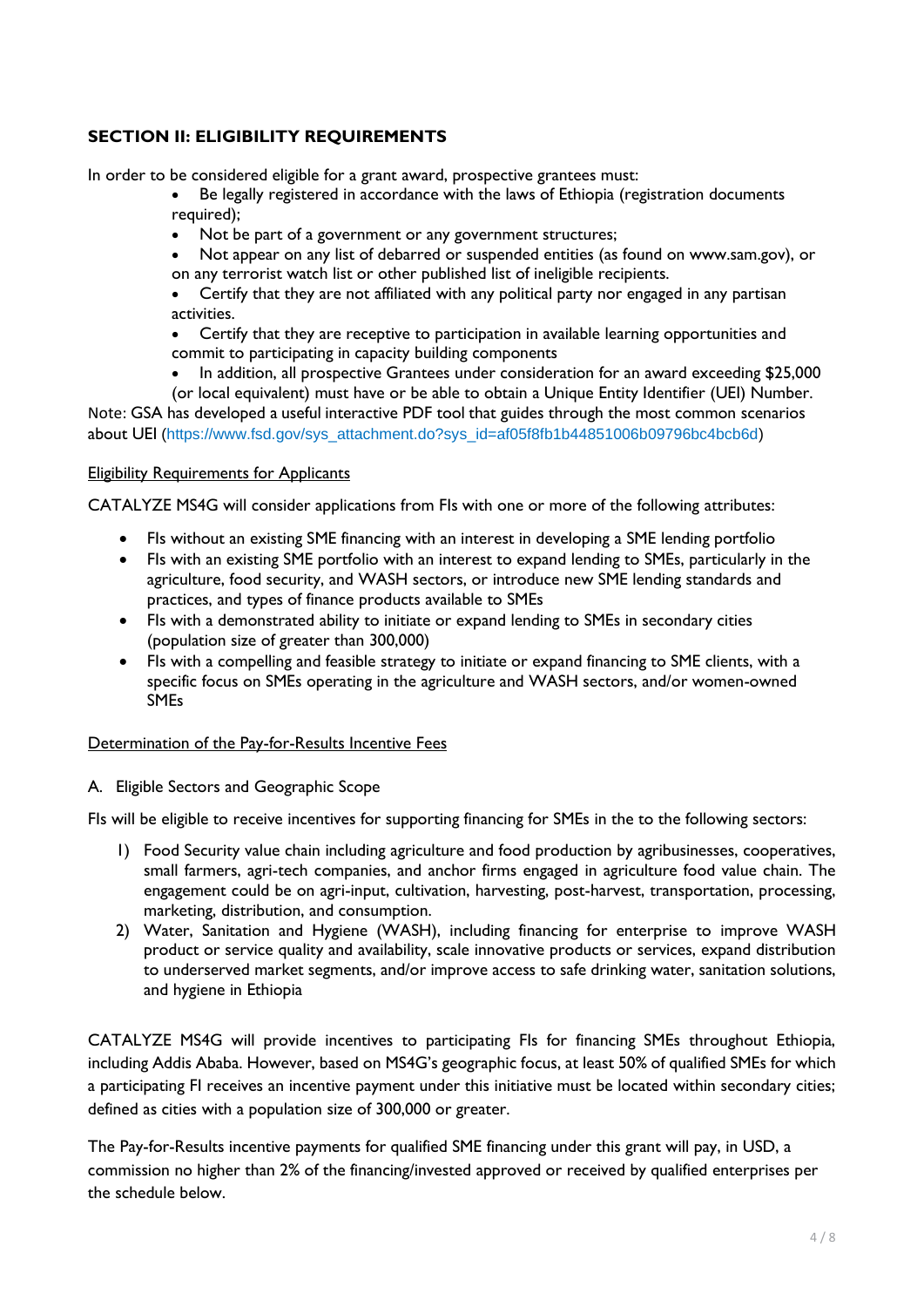## SECTION II: ELIGIBILITY REQUIREMENTS

In order to be considered eligible for a grant award, prospective grantees must:

- Be legally registered in accordance with the laws of Ethiopia (registration documents required);
- Not be part of a government or any government structures;
- Not appear on any list of debarred or suspended entities (as found on www.sam.gov), or on any terrorist watch list or other published list of ineligible recipients.
- Certify that they are not affiliated with any political party nor engaged in any partisan activities.
- Certify that they are receptive to participation in available learning opportunities and commit to participating in capacity building components
- In addition, all prospective Grantees under consideration for an award exceeding $25,000 (or local equivalent) must have or be able to obtain a Unique Entity Identifier (UEI) Number.

Note: GSA has developed a useful interactive PDF tool that guides through the most common scenarios about UEI (https://www.fsd.gov/sys_attachment.do?sys_id=af05f8fb1b44851006b09796bc4bcb6d)

<u>Eligibility Requirements for Applicants</u>

CATALYZE MS4G will consider applications from FIs with one or more of the following attributes:

- FIs without an existing SME financing with an interest in developing a SME lending portfolio
- FIs with an existing SME portfolio with an interest to expand lending to SMEs, particularly in the agriculture, food security, and WASH sectors, or introduce new SME lending standards and practices, and types of finance products available to SMEs
- FIs with a demonstrated ability to initiate or expand lending to SMEs in secondary cities (population size of greater than 300,000)
- FIs with a compelling and feasible strategy to initiate or expand financing to SME clients, with a specific focus on SMEs operating in the agriculture and WASH sectors, and/or women-owned SMEs

<u>Determination of the Pay-for-Results Incentive Fees</u>

A. Eligible Sectors and Geographic Scope

FIs will be eligible to receive incentives for supporting financing for SMEs in the to the following sectors:

1) Food Security value chain including agriculture and food production by agribusinesses, cooperatives, small farmers, agri-tech companies, and anchor firms engaged in agriculture food value chain. The engagement could be on agri-input, cultivation, harvesting, post-harvest, transportation, processing, marketing, distribution, and consumption.
2) Water, Sanitation and Hygiene (WASH), including financing for enterprise to improve WASH product or service quality and availability, scale innovative products or services, expand distribution to underserved market segments, and/or improve access to safe drinking water, sanitation solutions, and hygiene in Ethiopia

CATALYZE MS4G will provide incentives to participating FIs for financing SMEs throughout Ethiopia, including Addis Ababa. However, based on MS4G's geographic focus, at least 50% of qualified SMEs for which a participating FI receives an incentive payment under this initiative must be located within secondary cities; defined as cities with a population size of 300,000 or greater.

The Pay-for-Results incentive payments for qualified SME financing under this grant will pay, in USD, a commission no higher than 2% of the financing/invested approved or received by qualified enterprises per the schedule below.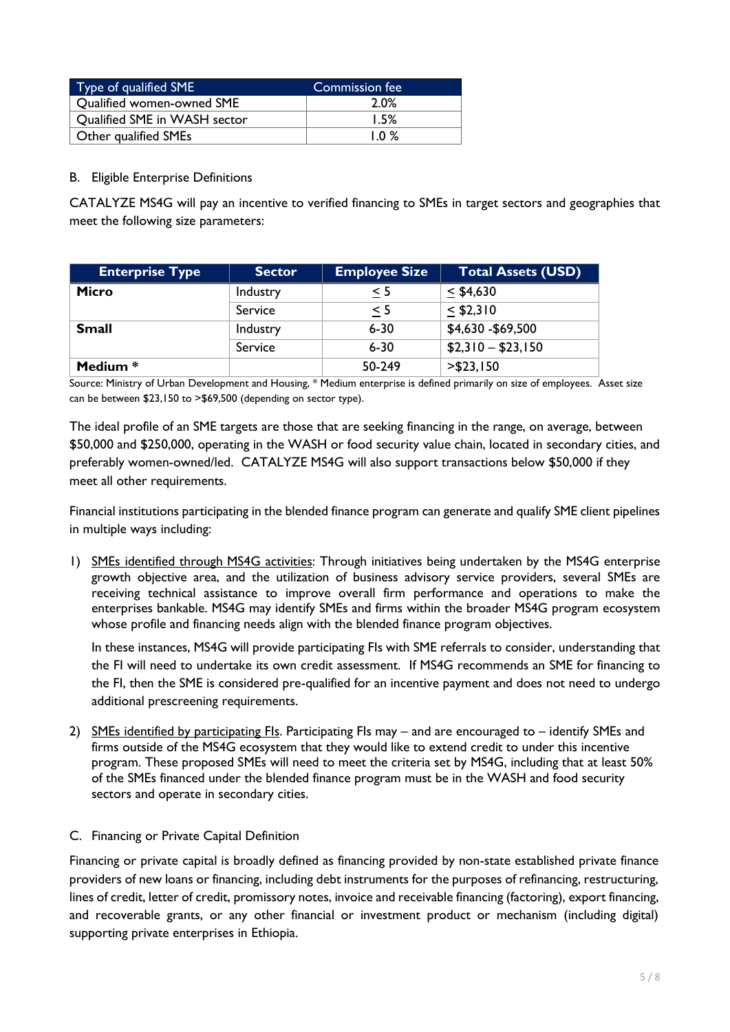| Type of qualified SME | Commission fee |
| --- | --- |
| Qualified women-owned SME | 2.0% |
| Qualified SME in WASH sector | 1.5% |
| Other qualified SMEs | 1.0 % |

B. Eligible Enterprise Definitions

CATALYZE MS4G will pay an incentive to verified financing to SMEs in target sectors and geographies that meet the following size parameters:

| Enterprise Type | Sector | Employee Size | Total Assets (USD) |
| --- | --- | --- | --- |
| **Micro** | Industry | ≤ 5 | ≤ $4,630 |
| | Service | ≤ 5 | ≤ $2,310 |
| **Small** | Industry | 6-30 | $4,630 -$69,500 |
| | Service | 6-30 | $2,310 – $23,150 |
| **Medium *** | | 50-249 | >$23,150 |

Source: Ministry of Urban Development and Housing, * Medium enterprise is defined primarily on size of employees. Asset size can be between $23,150 to >$69,500 (depending on sector type).

The ideal profile of an SME targets are those that are seeking financing in the range, on average, between $50,000 and $250,000, operating in the WASH or food security value chain, located in secondary cities, and preferably women-owned/led. CATALYZE MS4G will also support transactions below $50,000 if they meet all other requirements.

Financial institutions participating in the blended finance program can generate and qualify SME client pipelines in multiple ways including:

1) <u>SMEs identified through MS4G activities</u>: Through initiatives being undertaken by the MS4G enterprise growth objective area, and the utilization of business advisory service providers, several SMEs are receiving technical assistance to improve overall firm performance and operations to make the enterprises bankable. MS4G may identify SMEs and firms within the broader MS4G program ecosystem whose profile and financing needs align with the blended finance program objectives.

   In these instances, MS4G will provide participating FIs with SME referrals to consider, understanding that the FI will need to undertake its own credit assessment. If MS4G recommends an SME for financing to the FI, then the SME is considered pre-qualified for an incentive payment and does not need to undergo additional prescreening requirements.

2) <u>SMEs identified by participating FIs</u>. Participating FIs may – and are encouraged to – identify SMEs and firms outside of the MS4G ecosystem that they would like to extend credit to under this incentive program. These proposed SMEs will need to meet the criteria set by MS4G, including that at least 50% of the SMEs financed under the blended finance program must be in the WASH and food security sectors and operate in secondary cities.

C. Financing or Private Capital Definition

Financing or private capital is broadly defined as financing provided by non-state established private finance providers of new loans or financing, including debt instruments for the purposes of refinancing, restructuring, lines of credit, letter of credit, promissory notes, invoice and receivable financing (factoring), export financing, and recoverable grants, or any other financial or investment product or mechanism (including digital) supporting private enterprises in Ethiopia.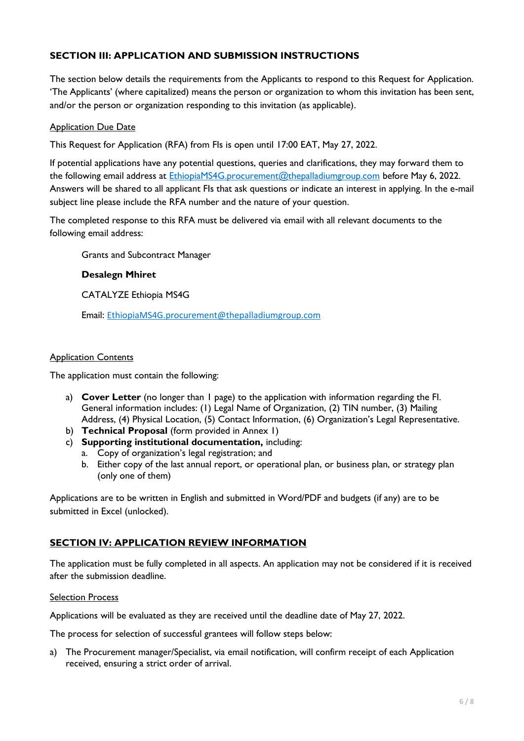## SECTION III: APPLICATION AND SUBMISSION INSTRUCTIONS

The section below details the requirements from the Applicants to respond to this Request for Application. 'The Applicants' (where capitalized) means the person or organization to whom this invitation has been sent, and/or the person or organization responding to this invitation (as applicable).

Application Due Date

This Request for Application (RFA) from FIs is open until 17:00 EAT, May 27, 2022.

If potential applications have any potential questions, queries and clarifications, they may forward them to the following email address at EthiopiaMS4G.procurement@thepalladiumgroup.com before May 6, 2022. Answers will be shared to all applicant FIs that ask questions or indicate an interest in applying. In the e-mail subject line please include the RFA number and the nature of your question.

The completed response to this RFA must be delivered via email with all relevant documents to the following email address:

Grants and Subcontract Manager

**Desalegn Mhiret**

CATALYZE Ethiopia MS4G

Email: EthiopiaMS4G.procurement@thepalladiumgroup.com

Application Contents

The application must contain the following:

a) **Cover Letter** (no longer than 1 page) to the application with information regarding the FI. General information includes: (1) Legal Name of Organization, (2) TIN number, (3) Mailing Address, (4) Physical Location, (5) Contact Information, (6) Organization's Legal Representative.
b) **Technical Proposal** (form provided in Annex 1)
c) **Supporting institutional documentation,** including:
    a. Copy of organization's legal registration; and
    b. Either copy of the last annual report, or operational plan, or business plan, or strategy plan (only one of them)

Applications are to be written in English and submitted in Word/PDF and budgets (if any) are to be submitted in Excel (unlocked).

## SECTION IV: APPLICATION REVIEW INFORMATION

The application must be fully completed in all aspects. An application may not be considered if it is received after the submission deadline.

Selection Process

Applications will be evaluated as they are received until the deadline date of May 27, 2022.

The process for selection of successful grantees will follow steps below:

a) The Procurement manager/Specialist, via email notification, will confirm receipt of each Application received, ensuring a strict order of arrival.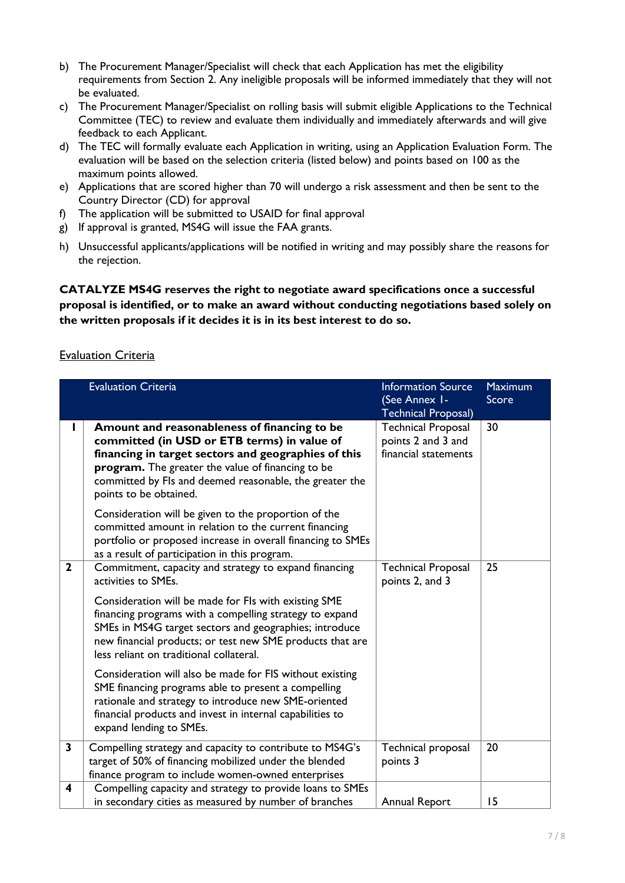b) The Procurement Manager/Specialist will check that each Application has met the eligibility requirements from Section 2. Any ineligible proposals will be informed immediately that they will not be evaluated.
c) The Procurement Manager/Specialist on rolling basis will submit eligible Applications to the Technical Committee (TEC) to review and evaluate them individually and immediately afterwards and will give feedback to each Applicant.
d) The TEC will formally evaluate each Application in writing, using an Application Evaluation Form. The evaluation will be based on the selection criteria (listed below) and points based on 100 as the maximum points allowed.
e) Applications that are scored higher than 70 will undergo a risk assessment and then be sent to the Country Director (CD) for approval
f) The application will be submitted to USAID for final approval
g) If approval is granted, MS4G will issue the FAA grants.
h) Unsuccessful applicants/applications will be notified in writing and may possibly share the reasons for the rejection.

**CATALYZE MS4G reserves the right to negotiate award specifications once a successful proposal is identified, or to make an award without conducting negotiations based solely on the written proposals if it decides it is in its best interest to do so.**

Evaluation Criteria

| | Evaluation Criteria | Information Source (See Annex I- Technical Proposal) | Maximum Score |
|---|---|---|---|
| 1 | **Amount and reasonableness of financing to be committed (in USD or ETB terms) in value of financing in target sectors and geographies of this program.** The greater the value of financing to be committed by FIs and deemed reasonable, the greater the points to be obtained.<br><br>Consideration will be given to the proportion of the committed amount in relation to the current financing portfolio or proposed increase in overall financing to SMEs as a result of participation in this program. | Technical Proposal points 2 and 3 and financial statements | 30 |
| 2 | Commitment, capacity and strategy to expand financing activities to SMEs.<br><br>Consideration will be made for FIs with existing SME financing programs with a compelling strategy to expand SMEs in MS4G target sectors and geographies; introduce new financial products; or test new SME products that are less reliant on traditional collateral.<br><br>Consideration will also be made for FIS without existing SME financing programs able to present a compelling rationale and strategy to introduce new SME-oriented financial products and invest in internal capabilities to expand lending to SMEs. | Technical Proposal points 2, and 3 | 25 |
| 3 | Compelling strategy and capacity to contribute to MS4G's target of 50% of financing mobilized under the blended finance program to include women-owned enterprises | Technical proposal points 3 | 20 |
| 4 | Compelling capacity and strategy to provide loans to SMEs in secondary cities as measured by number of branches | Annual Report | 15 |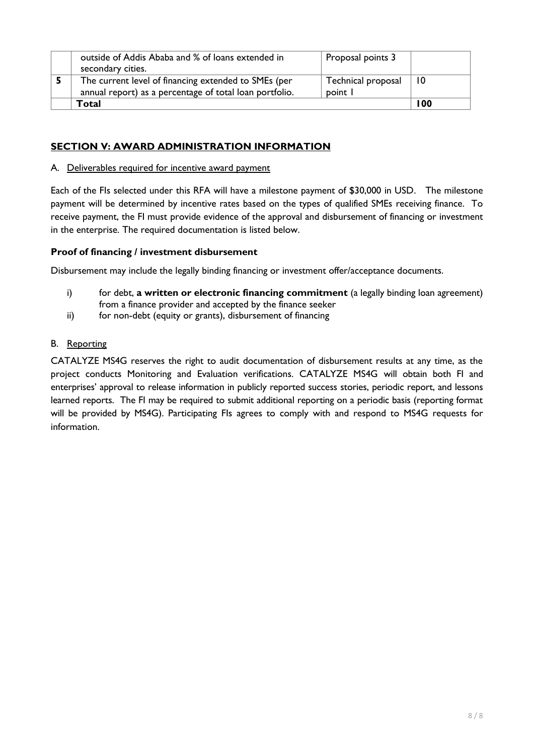| | | | |
|---|---|---|---|
| | outside of Addis Ababa and % of loans extended in secondary cities. | Proposal points 3 | |
| **5** | The current level of financing extended to SMEs (per annual report) as a percentage of total loan portfolio. | Technical proposal point 1 | 10 |
| | **Total** | | **100** |

## SECTION V: AWARD ADMINISTRATION INFORMATION

A. Deliverables required for incentive award payment

Each of the FIs selected under this RFA will have a milestone payment of $30,000 in USD. The milestone payment will be determined by incentive rates based on the types of qualified SMEs receiving finance. To receive payment, the FI must provide evidence of the approval and disbursement of financing or investment in the enterprise. The required documentation is listed below.

**Proof of financing / investment disbursement**

Disbursement may include the legally binding financing or investment offer/acceptance documents.

i) for debt, **a written or electronic financing commitment** (a legally binding loan agreement) from a finance provider and accepted by the finance seeker
ii) for non-debt (equity or grants), disbursement of financing

B. Reporting

CATALYZE MS4G reserves the right to audit documentation of disbursement results at any time, as the project conducts Monitoring and Evaluation verifications. CATALYZE MS4G will obtain both FI and enterprises' approval to release information in publicly reported success stories, periodic report, and lessons learned reports. The FI may be required to submit additional reporting on a periodic basis (reporting format will be provided by MS4G). Participating FIs agrees to comply with and respond to MS4G requests for information.